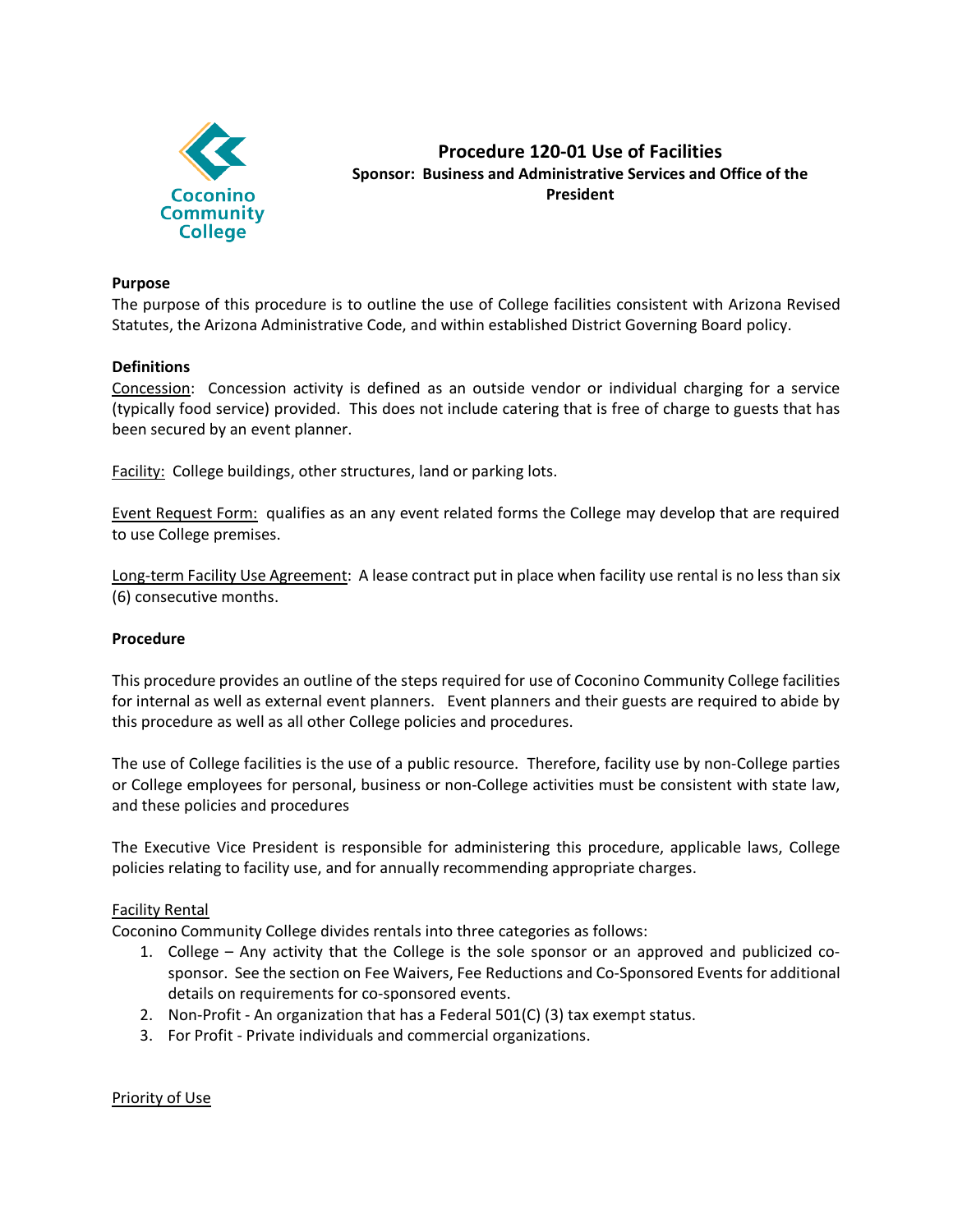Coconino Community College

# Procedure 120-01 Use of Facilities

**Sponsor: Business and Administrative Services and Office of the President**

**Purpose**

The purpose of this procedure is to outline the use of College facilities consistent with Arizona Revised Statutes, the Arizona Administrative Code, and within established District Governing Board policy.

**Definitions**

Concession: Concession activity is defined as an outside vendor or individual charging for a service (typically food service) provided. This does not include catering that is free of charge to guests that has been secured by an event planner.

Facility: College buildings, other structures, land or parking lots.

Event Request Form: qualifies as an any event related forms the College may develop that are required to use College premises.

Long-term Facility Use Agreement: A lease contract put in place when facility use rental is no less than six (6) consecutive months.

**Procedure**

This procedure provides an outline of the steps required for use of Coconino Community College facilities for internal as well as external event planners. Event planners and their guests are required to abide by this procedure as well as all other College policies and procedures.

The use of College facilities is the use of a public resource. Therefore, facility use by non-College parties or College employees for personal, business or non-College activities must be consistent with state law, and these policies and procedures

The Executive Vice President is responsible for administering this procedure, applicable laws, College policies relating to facility use, and for annually recommending appropriate charges.

Facility Rental

Coconino Community College divides rentals into three categories as follows:

1. College – Any activity that the College is the sole sponsor or an approved and publicized co-sponsor. See the section on Fee Waivers, Fee Reductions and Co-Sponsored Events for additional details on requirements for co-sponsored events.
2. Non-Profit - An organization that has a Federal 501(C) (3) tax exempt status.
3. For Profit - Private individuals and commercial organizations.

Priority of Use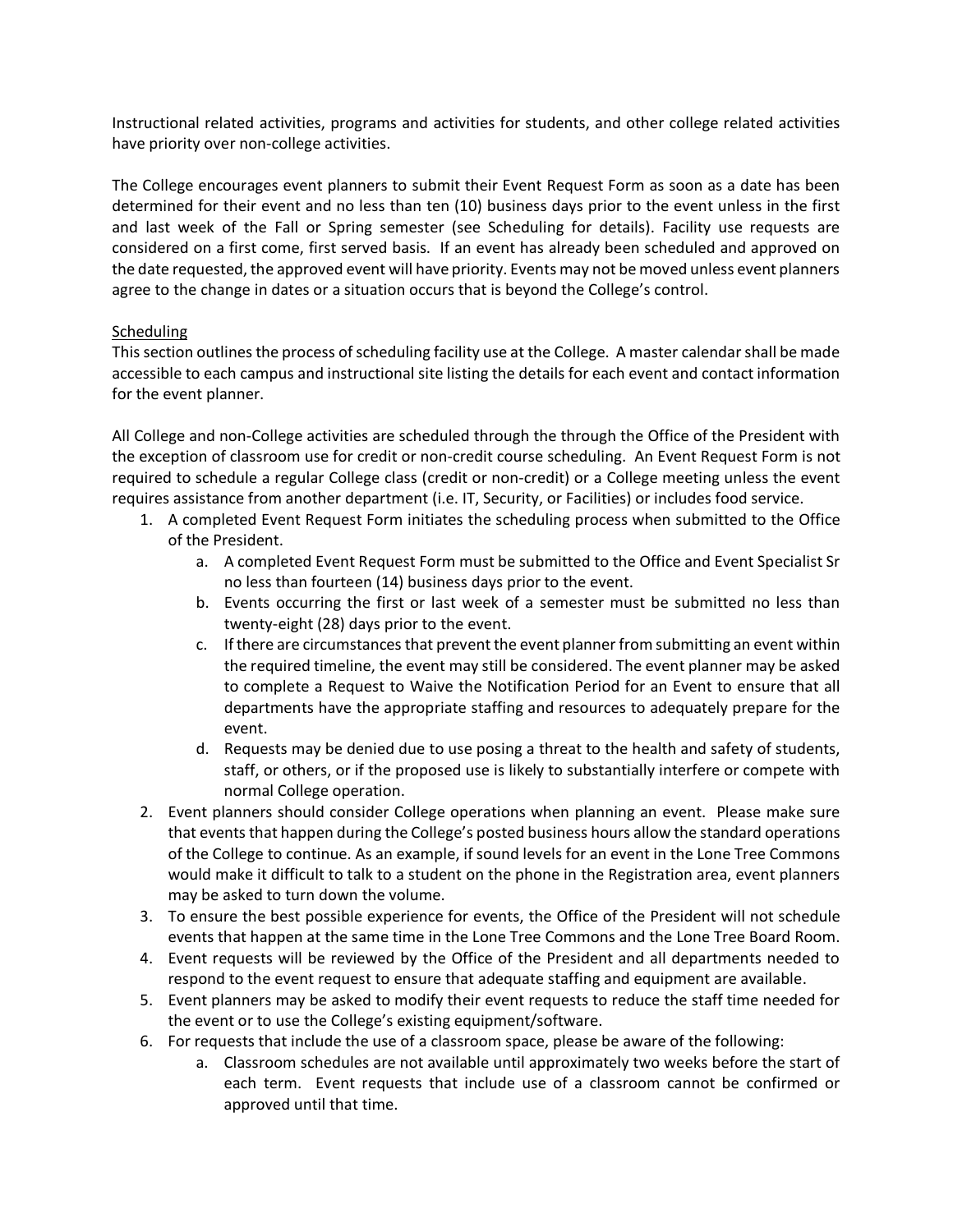Instructional related activities, programs and activities for students, and other college related activities have priority over non-college activities.

The College encourages event planners to submit their Event Request Form as soon as a date has been determined for their event and no less than ten (10) business days prior to the event unless in the first and last week of the Fall or Spring semester (see Scheduling for details). Facility use requests are considered on a first come, first served basis. If an event has already been scheduled and approved on the date requested, the approved event will have priority. Events may not be moved unless event planners agree to the change in dates or a situation occurs that is beyond the College's control.

<u>Scheduling</u>

This section outlines the process of scheduling facility use at the College. A master calendar shall be made accessible to each campus and instructional site listing the details for each event and contact information for the event planner.

All College and non-College activities are scheduled through the through the Office of the President with the exception of classroom use for credit or non-credit course scheduling. An Event Request Form is not required to schedule a regular College class (credit or non-credit) or a College meeting unless the event requires assistance from another department (i.e. IT, Security, or Facilities) or includes food service.

1. A completed Event Request Form initiates the scheduling process when submitted to the Office of the President.
   a. A completed Event Request Form must be submitted to the Office and Event Specialist Sr no less than fourteen (14) business days prior to the event.
   b. Events occurring the first or last week of a semester must be submitted no less than twenty-eight (28) days prior to the event.
   c. If there are circumstances that prevent the event planner from submitting an event within the required timeline, the event may still be considered. The event planner may be asked to complete a Request to Waive the Notification Period for an Event to ensure that all departments have the appropriate staffing and resources to adequately prepare for the event.
   d. Requests may be denied due to use posing a threat to the health and safety of students, staff, or others, or if the proposed use is likely to substantially interfere or compete with normal College operation.
2. Event planners should consider College operations when planning an event. Please make sure that events that happen during the College's posted business hours allow the standard operations of the College to continue. As an example, if sound levels for an event in the Lone Tree Commons would make it difficult to talk to a student on the phone in the Registration area, event planners may be asked to turn down the volume.
3. To ensure the best possible experience for events, the Office of the President will not schedule events that happen at the same time in the Lone Tree Commons and the Lone Tree Board Room.
4. Event requests will be reviewed by the Office of the President and all departments needed to respond to the event request to ensure that adequate staffing and equipment are available.
5. Event planners may be asked to modify their event requests to reduce the staff time needed for the event or to use the College's existing equipment/software.
6. For requests that include the use of a classroom space, please be aware of the following:
   a. Classroom schedules are not available until approximately two weeks before the start of each term. Event requests that include use of a classroom cannot be confirmed or approved until that time.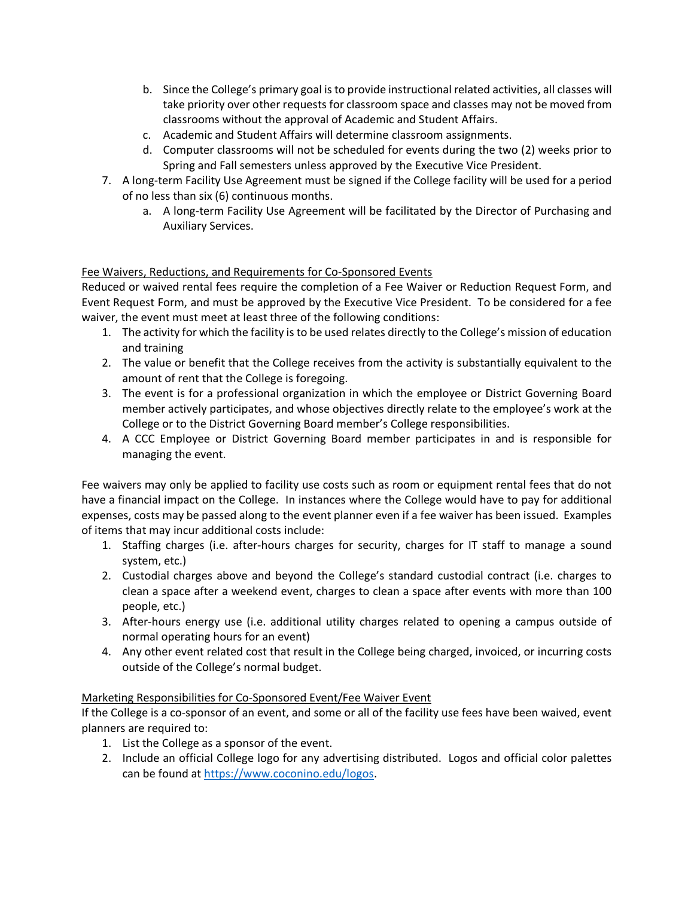b. Since the College's primary goal is to provide instructional related activities, all classes will take priority over other requests for classroom space and classes may not be moved from classrooms without the approval of Academic and Student Affairs.
   c. Academic and Student Affairs will determine classroom assignments.
   d. Computer classrooms will not be scheduled for events during the two (2) weeks prior to Spring and Fall semesters unless approved by the Executive Vice President.

7. A long-term Facility Use Agreement must be signed if the College facility will be used for a period of no less than six (6) continuous months.
   a. A long-term Facility Use Agreement will be facilitated by the Director of Purchasing and Auxiliary Services.

<u>Fee Waivers, Reductions, and Requirements for Co-Sponsored Events</u>

Reduced or waived rental fees require the completion of a Fee Waiver or Reduction Request Form, and Event Request Form, and must be approved by the Executive Vice President. To be considered for a fee waiver, the event must meet at least three of the following conditions:

1. The activity for which the facility is to be used relates directly to the College's mission of education and training
2. The value or benefit that the College receives from the activity is substantially equivalent to the amount of rent that the College is foregoing.
3. The event is for a professional organization in which the employee or District Governing Board member actively participates, and whose objectives directly relate to the employee's work at the College or to the District Governing Board member's College responsibilities.
4. A CCC Employee or District Governing Board member participates in and is responsible for managing the event.

Fee waivers may only be applied to facility use costs such as room or equipment rental fees that do not have a financial impact on the College. In instances where the College would have to pay for additional expenses, costs may be passed along to the event planner even if a fee waiver has been issued. Examples of items that may incur additional costs include:

1. Staffing charges (i.e. after-hours charges for security, charges for IT staff to manage a sound system, etc.)
2. Custodial charges above and beyond the College's standard custodial contract (i.e. charges to clean a space after a weekend event, charges to clean a space after events with more than 100 people, etc.)
3. After-hours energy use (i.e. additional utility charges related to opening a campus outside of normal operating hours for an event)
4. Any other event related cost that result in the College being charged, invoiced, or incurring costs outside of the College's normal budget.

<u>Marketing Responsibilities for Co-Sponsored Event/Fee Waiver Event</u>

If the College is a co-sponsor of an event, and some or all of the facility use fees have been waived, event planners are required to:

1. List the College as a sponsor of the event.
2. Include an official College logo for any advertising distributed. Logos and official color palettes can be found at https://www.coconino.edu/logos.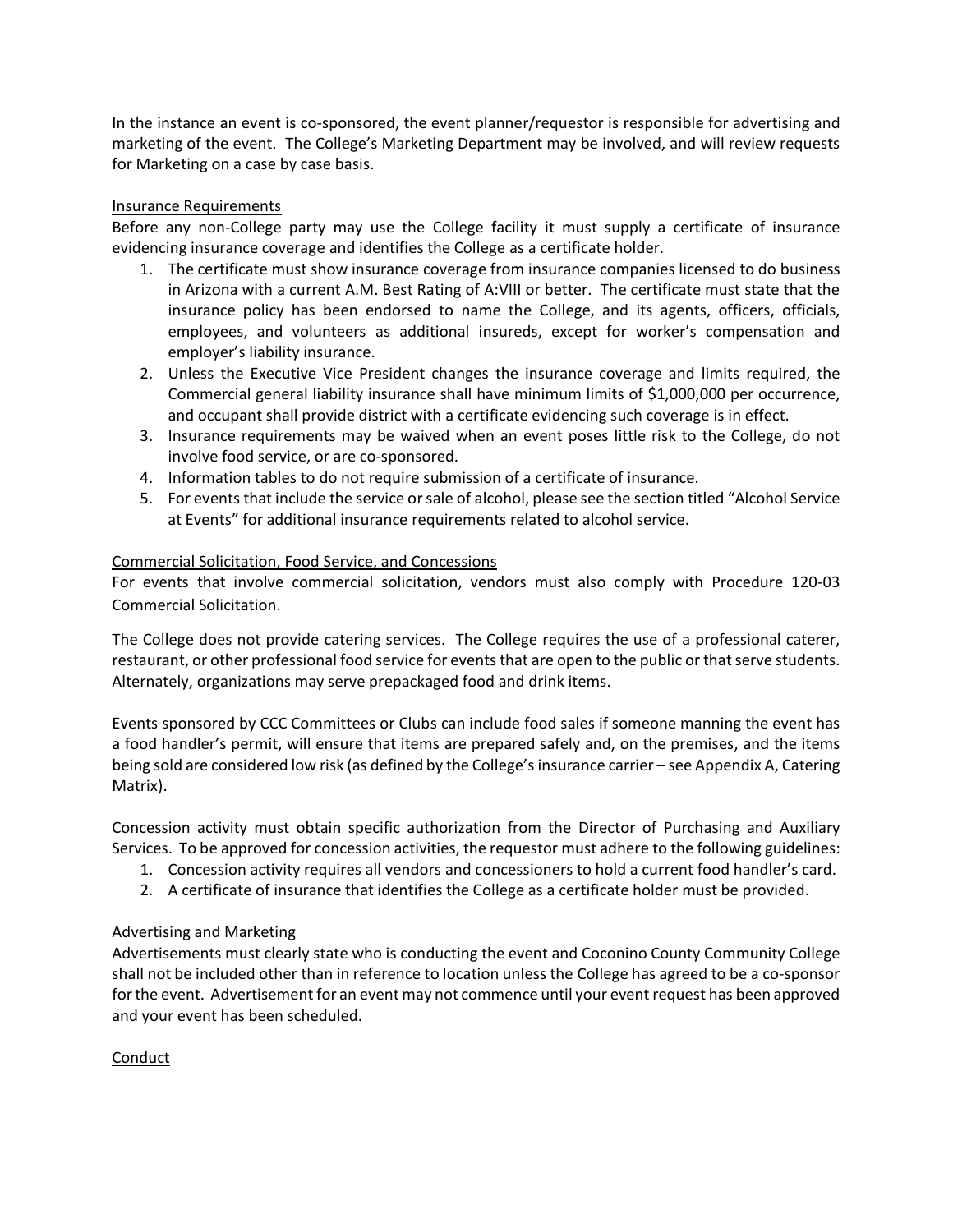In the instance an event is co-sponsored, the event planner/requestor is responsible for advertising and marketing of the event. The College's Marketing Department may be involved, and will review requests for Marketing on a case by case basis.

<u>Insurance Requirements</u>

Before any non-College party may use the College facility it must supply a certificate of insurance evidencing insurance coverage and identifies the College as a certificate holder.

1. The certificate must show insurance coverage from insurance companies licensed to do business in Arizona with a current A.M. Best Rating of A:VIII or better. The certificate must state that the insurance policy has been endorsed to name the College, and its agents, officers, officials, employees, and volunteers as additional insureds, except for worker's compensation and employer's liability insurance.
2. Unless the Executive Vice President changes the insurance coverage and limits required, the Commercial general liability insurance shall have minimum limits of $1,000,000 per occurrence, and occupant shall provide district with a certificate evidencing such coverage is in effect.
3. Insurance requirements may be waived when an event poses little risk to the College, do not involve food service, or are co-sponsored.
4. Information tables to do not require submission of a certificate of insurance.
5. For events that include the service or sale of alcohol, please see the section titled "Alcohol Service at Events" for additional insurance requirements related to alcohol service.

<u>Commercial Solicitation, Food Service, and Concessions</u>

For events that involve commercial solicitation, vendors must also comply with Procedure 120-03 Commercial Solicitation.

The College does not provide catering services. The College requires the use of a professional caterer, restaurant, or other professional food service for events that are open to the public or that serve students. Alternately, organizations may serve prepackaged food and drink items.

Events sponsored by CCC Committees or Clubs can include food sales if someone manning the event has a food handler's permit, will ensure that items are prepared safely and, on the premises, and the items being sold are considered low risk (as defined by the College's insurance carrier – see Appendix A, Catering Matrix).

Concession activity must obtain specific authorization from the Director of Purchasing and Auxiliary Services. To be approved for concession activities, the requestor must adhere to the following guidelines:

1. Concession activity requires all vendors and concessioners to hold a current food handler's card.
2. A certificate of insurance that identifies the College as a certificate holder must be provided.

<u>Advertising and Marketing</u>

Advertisements must clearly state who is conducting the event and Coconino County Community College shall not be included other than in reference to location unless the College has agreed to be a co-sponsor for the event. Advertisement for an event may not commence until your event request has been approved and your event has been scheduled.

<u>Conduct</u>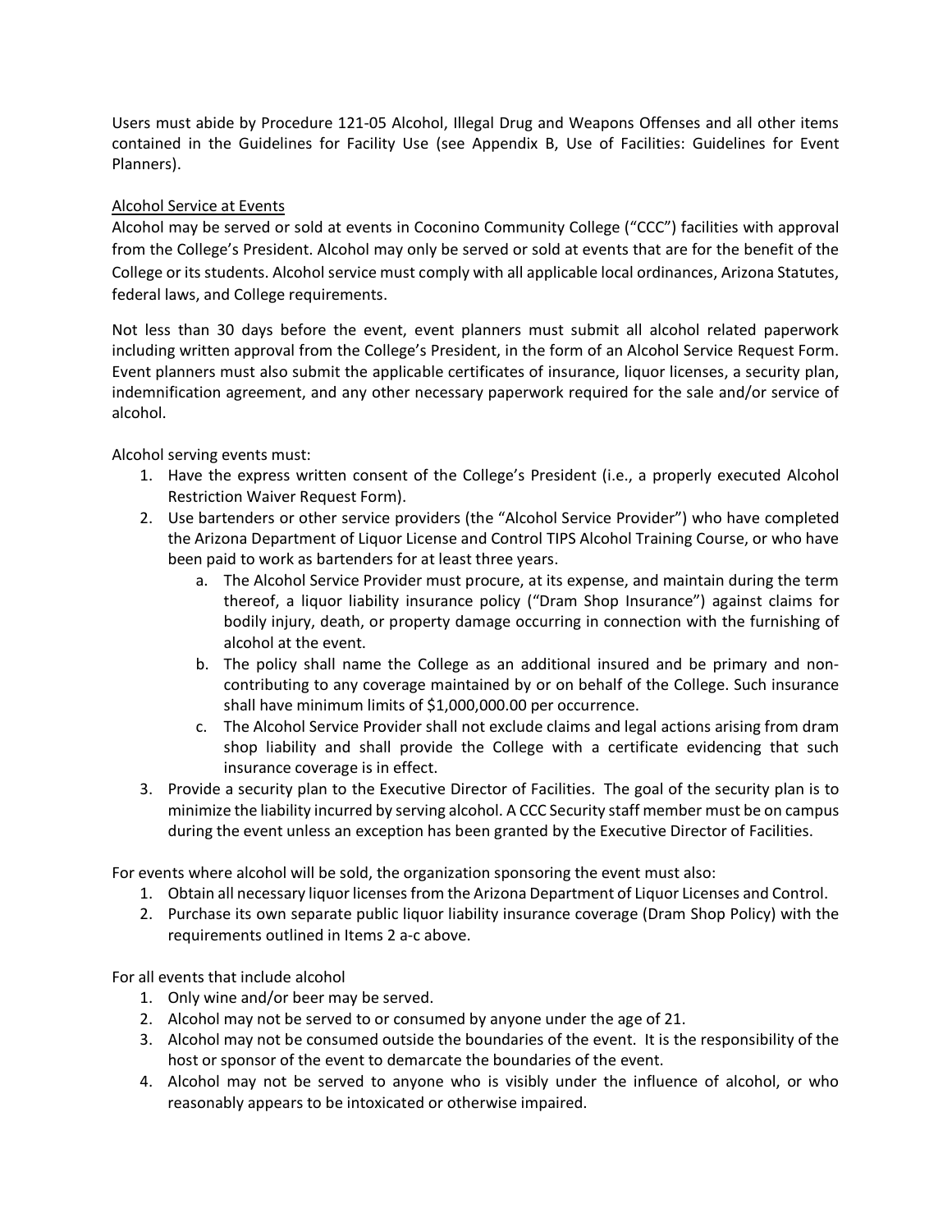Users must abide by Procedure 121-05 Alcohol, Illegal Drug and Weapons Offenses and all other items contained in the Guidelines for Facility Use (see Appendix B, Use of Facilities: Guidelines for Event Planners).

<u>Alcohol Service at Events</u>

Alcohol may be served or sold at events in Coconino Community College ("CCC") facilities with approval from the College's President. Alcohol may only be served or sold at events that are for the benefit of the College or its students. Alcohol service must comply with all applicable local ordinances, Arizona Statutes, federal laws, and College requirements.

Not less than 30 days before the event, event planners must submit all alcohol related paperwork including written approval from the College's President, in the form of an Alcohol Service Request Form. Event planners must also submit the applicable certificates of insurance, liquor licenses, a security plan, indemnification agreement, and any other necessary paperwork required for the sale and/or service of alcohol.

Alcohol serving events must:

1. Have the express written consent of the College's President (i.e., a properly executed Alcohol Restriction Waiver Request Form).
2. Use bartenders or other service providers (the "Alcohol Service Provider") who have completed the Arizona Department of Liquor License and Control TIPS Alcohol Training Course, or who have been paid to work as bartenders for at least three years.
   a. The Alcohol Service Provider must procure, at its expense, and maintain during the term thereof, a liquor liability insurance policy ("Dram Shop Insurance") against claims for bodily injury, death, or property damage occurring in connection with the furnishing of alcohol at the event.
   b. The policy shall name the College as an additional insured and be primary and non-contributing to any coverage maintained by or on behalf of the College. Such insurance shall have minimum limits of $1,000,000.00 per occurrence.
   c. The Alcohol Service Provider shall not exclude claims and legal actions arising from dram shop liability and shall provide the College with a certificate evidencing that such insurance coverage is in effect.
3. Provide a security plan to the Executive Director of Facilities. The goal of the security plan is to minimize the liability incurred by serving alcohol. A CCC Security staff member must be on campus during the event unless an exception has been granted by the Executive Director of Facilities.

For events where alcohol will be sold, the organization sponsoring the event must also:

1. Obtain all necessary liquor licenses from the Arizona Department of Liquor Licenses and Control.
2. Purchase its own separate public liquor liability insurance coverage (Dram Shop Policy) with the requirements outlined in Items 2 a-c above.

For all events that include alcohol

1. Only wine and/or beer may be served.
2. Alcohol may not be served to or consumed by anyone under the age of 21.
3. Alcohol may not be consumed outside the boundaries of the event. It is the responsibility of the host or sponsor of the event to demarcate the boundaries of the event.
4. Alcohol may not be served to anyone who is visibly under the influence of alcohol, or who reasonably appears to be intoxicated or otherwise impaired.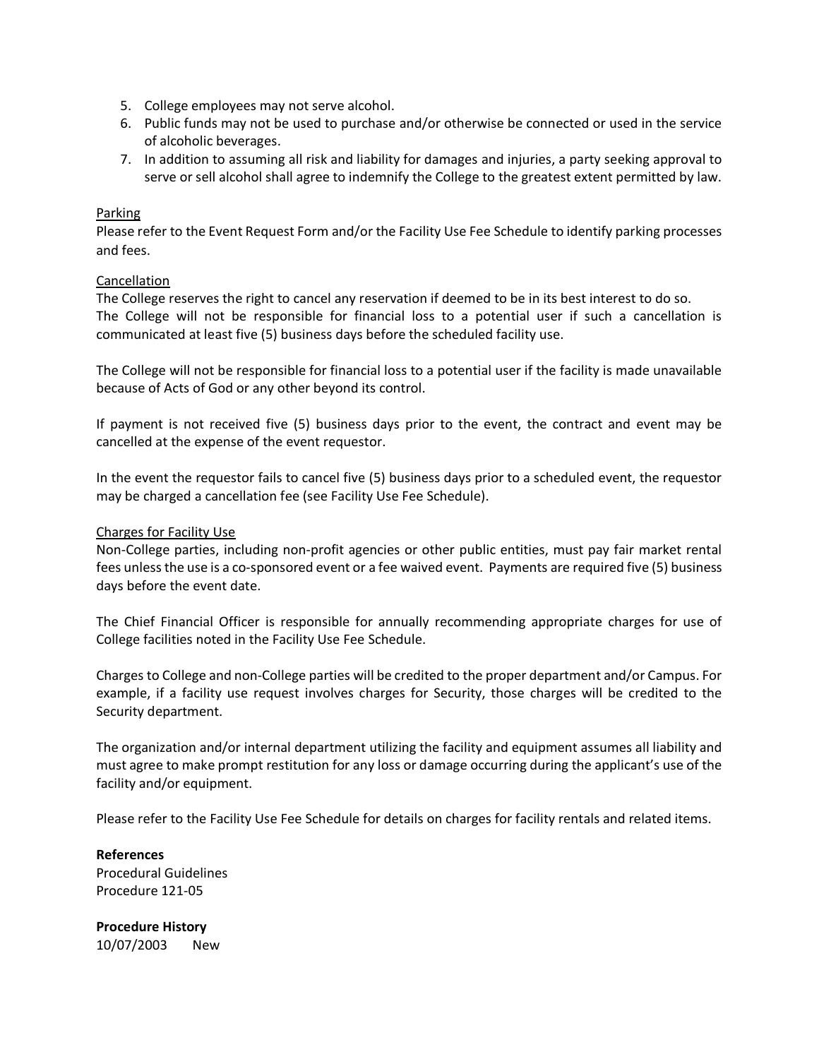5. College employees may not serve alcohol.
6. Public funds may not be used to purchase and/or otherwise be connected or used in the service of alcoholic beverages.
7. In addition to assuming all risk and liability for damages and injuries, a party seeking approval to serve or sell alcohol shall agree to indemnify the College to the greatest extent permitted by law.

<u>Parking</u>

Please refer to the Event Request Form and/or the Facility Use Fee Schedule to identify parking processes and fees.

<u>Cancellation</u>

The College reserves the right to cancel any reservation if deemed to be in its best interest to do so. The College will not be responsible for financial loss to a potential user if such a cancellation is communicated at least five (5) business days before the scheduled facility use.

The College will not be responsible for financial loss to a potential user if the facility is made unavailable because of Acts of God or any other beyond its control.

If payment is not received five (5) business days prior to the event, the contract and event may be cancelled at the expense of the event requestor.

In the event the requestor fails to cancel five (5) business days prior to a scheduled event, the requestor may be charged a cancellation fee (see Facility Use Fee Schedule).

<u>Charges for Facility Use</u>

Non-College parties, including non-profit agencies or other public entities, must pay fair market rental fees unless the use is a co-sponsored event or a fee waived event. Payments are required five (5) business days before the event date.

The Chief Financial Officer is responsible for annually recommending appropriate charges for use of College facilities noted in the Facility Use Fee Schedule.

Charges to College and non-College parties will be credited to the proper department and/or Campus. For example, if a facility use request involves charges for Security, those charges will be credited to the Security department.

The organization and/or internal department utilizing the facility and equipment assumes all liability and must agree to make prompt restitution for any loss or damage occurring during the applicant's use of the facility and/or equipment.

Please refer to the Facility Use Fee Schedule for details on charges for facility rentals and related items.

**References**

Procedural Guidelines
Procedure 121-05

**Procedure History**

10/07/2003 New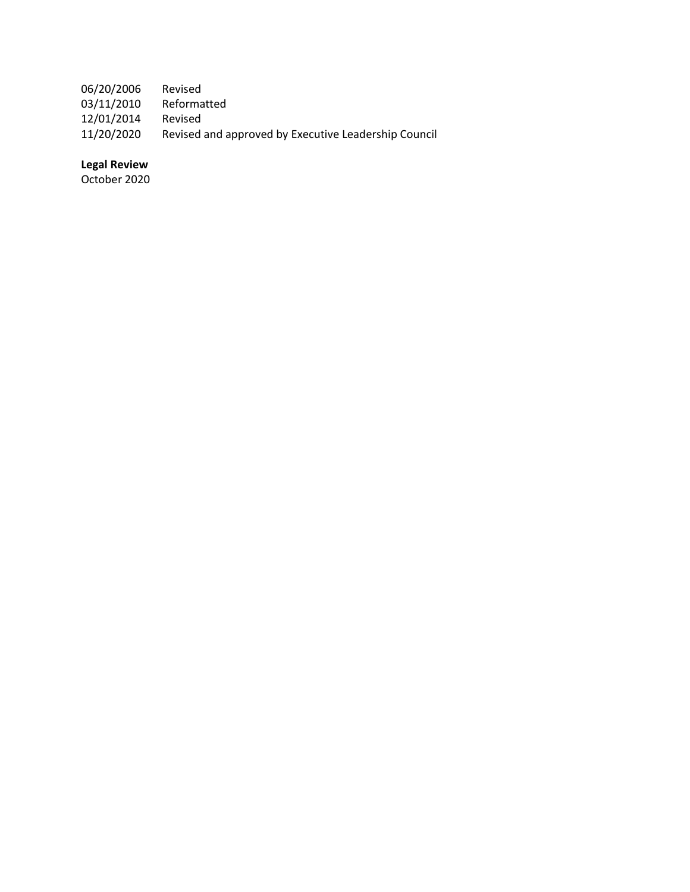| | |
|---|---|
| 06/20/2006 | Revised |
| 03/11/2010 | Reformatted |
| 12/01/2014 | Revised |
| 11/20/2020 | Revised and approved by Executive Leadership Council |

**Legal Review**
October 2020